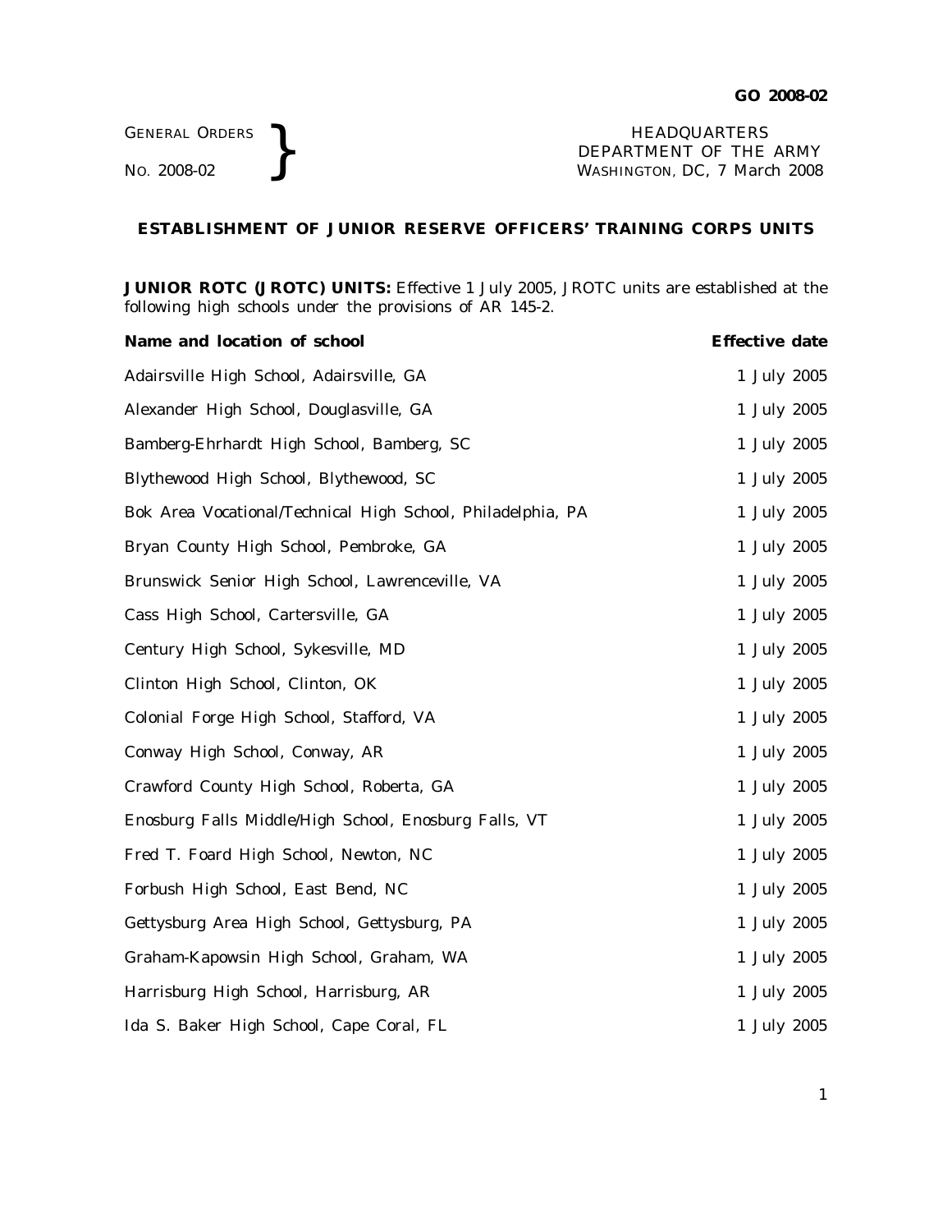GENERAL ORDERS
NO. 2008-02

HEADQUARTERS
DEPARTMENT OF THE ARMY
WASHINGTON, DC, 7 March 2008

## ESTABLISHMENT OF JUNIOR RESERVE OFFICERS' TRAINING CORPS UNITS

**JUNIOR ROTC (JROTC) UNITS:** Effective 1 July 2005, JROTC units are established at the following high schools under the provisions of AR 145-2.

| Name and location of school | Effective date |
|---|---|
| Adairsville High School, Adairsville, GA | 1 July 2005 |
| Alexander High School, Douglasville, GA | 1 July 2005 |
| Bamberg-Ehrhardt High School, Bamberg, SC | 1 July 2005 |
| Blythewood High School, Blythewood, SC | 1 July 2005 |
| Bok Area Vocational/Technical High School, Philadelphia, PA | 1 July 2005 |
| Bryan County High School, Pembroke, GA | 1 July 2005 |
| Brunswick Senior High School, Lawrenceville, VA | 1 July 2005 |
| Cass High School, Cartersville, GA | 1 July 2005 |
| Century High School, Sykesville, MD | 1 July 2005 |
| Clinton High School, Clinton, OK | 1 July 2005 |
| Colonial Forge High School, Stafford, VA | 1 July 2005 |
| Conway High School, Conway, AR | 1 July 2005 |
| Crawford County High School, Roberta, GA | 1 July 2005 |
| Enosburg Falls Middle/High School, Enosburg Falls, VT | 1 July 2005 |
| Fred T. Foard High School, Newton, NC | 1 July 2005 |
| Forbush High School, East Bend, NC | 1 July 2005 |
| Gettysburg Area High School, Gettysburg, PA | 1 July 2005 |
| Graham-Kapowsin High School, Graham, WA | 1 July 2005 |
| Harrisburg High School, Harrisburg, AR | 1 July 2005 |
| Ida S. Baker High School, Cape Coral, FL | 1 July 2005 |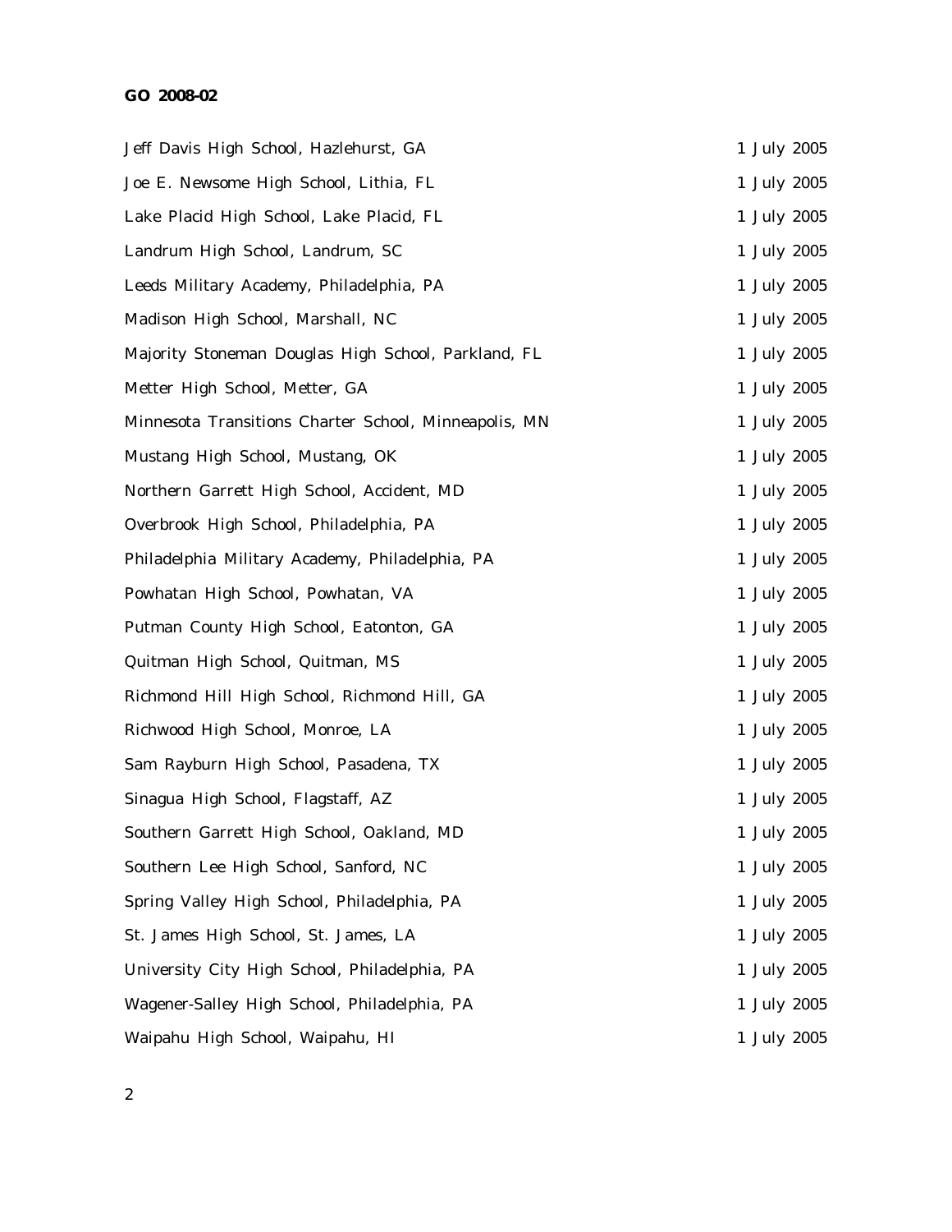Jeff Davis High School, Hazlehurst, GA 1 July 2005

Joe E. Newsome High School, Lithia, FL 1 July 2005

Lake Placid High School, Lake Placid, FL 1 July 2005

Landrum High School, Landrum, SC 1 July 2005

Leeds Military Academy, Philadelphia, PA 1 July 2005

Madison High School, Marshall, NC 1 July 2005

Majority Stoneman Douglas High School, Parkland, FL 1 July 2005

Metter High School, Metter, GA 1 July 2005

Minnesota Transitions Charter School, Minneapolis, MN 1 July 2005

Mustang High School, Mustang, OK 1 July 2005

Northern Garrett High School, Accident, MD 1 July 2005

Overbrook High School, Philadelphia, PA 1 July 2005

Philadelphia Military Academy, Philadelphia, PA 1 July 2005

Powhatan High School, Powhatan, VA 1 July 2005

Putman County High School, Eatonton, GA 1 July 2005

Quitman High School, Quitman, MS 1 July 2005

Richmond Hill High School, Richmond Hill, GA 1 July 2005

Richwood High School, Monroe, LA 1 July 2005

Sam Rayburn High School, Pasadena, TX 1 July 2005

Sinagua High School, Flagstaff, AZ 1 July 2005

Southern Garrett High School, Oakland, MD 1 July 2005

Southern Lee High School, Sanford, NC 1 July 2005

Spring Valley High School, Philadelphia, PA 1 July 2005

St. James High School, St. James, LA 1 July 2005

University City High School, Philadelphia, PA 1 July 2005

Wagener-Salley High School, Philadelphia, PA 1 July 2005

Waipahu High School, Waipahu, HI 1 July 2005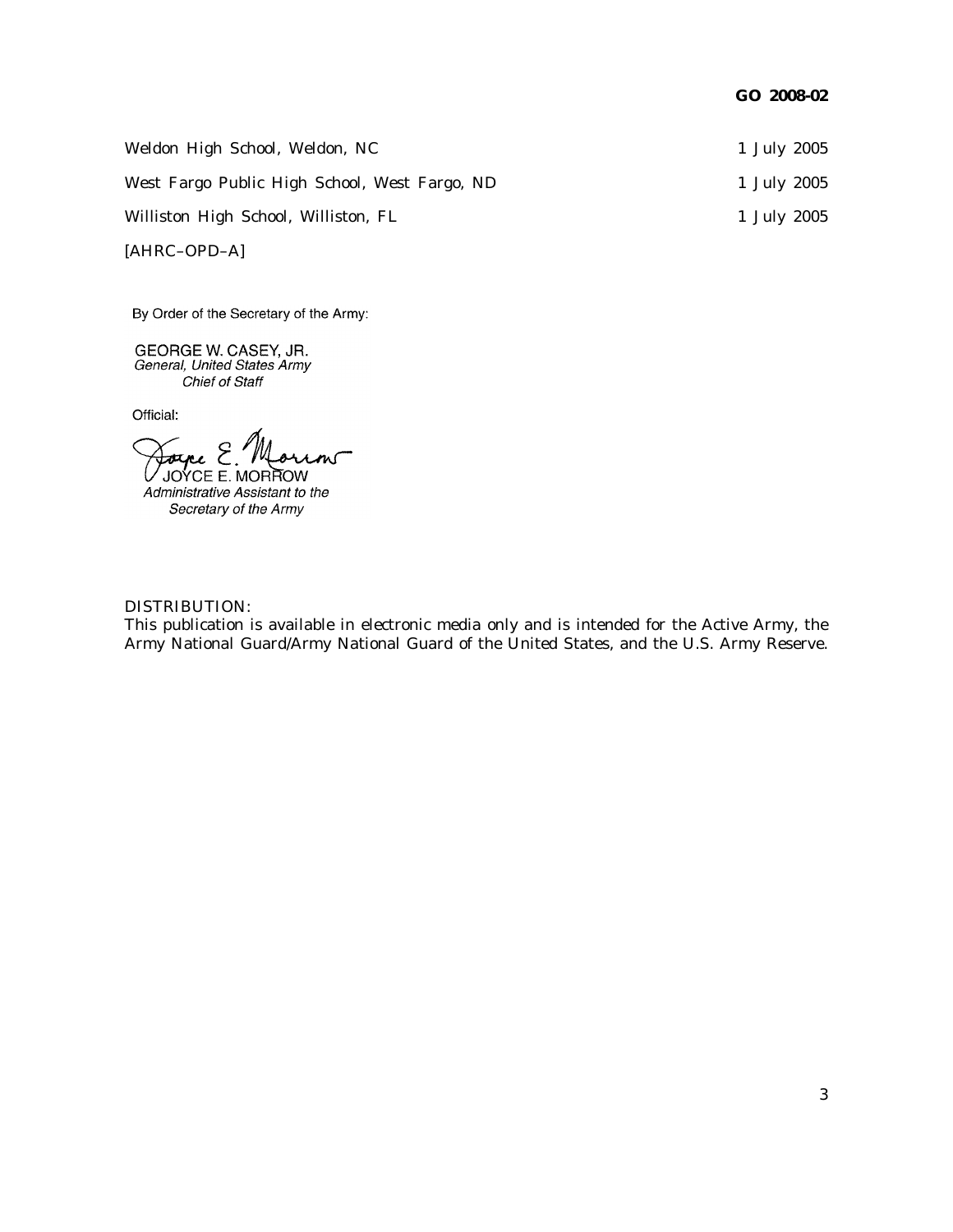| | |
|---|---|
| Weldon High School, Weldon, NC | 1 July 2005 |
| West Fargo Public High School, West Fargo, ND | 1 July 2005 |
| Williston High School, Williston, FL | 1 July 2005 |

[AHRC–OPD–A]

By Order of the Secretary of the Army:

GEORGE W. CASEY, JR.
*General, United States Army*
*Chief of Staff*

Official:

JOYCE E. MORROW
*Administrative Assistant to the*
*Secretary of the Army*

DISTRIBUTION:
This publication is available in electronic media only and is intended for the Active Army, the Army National Guard/Army National Guard of the United States, and the U.S. Army Reserve.